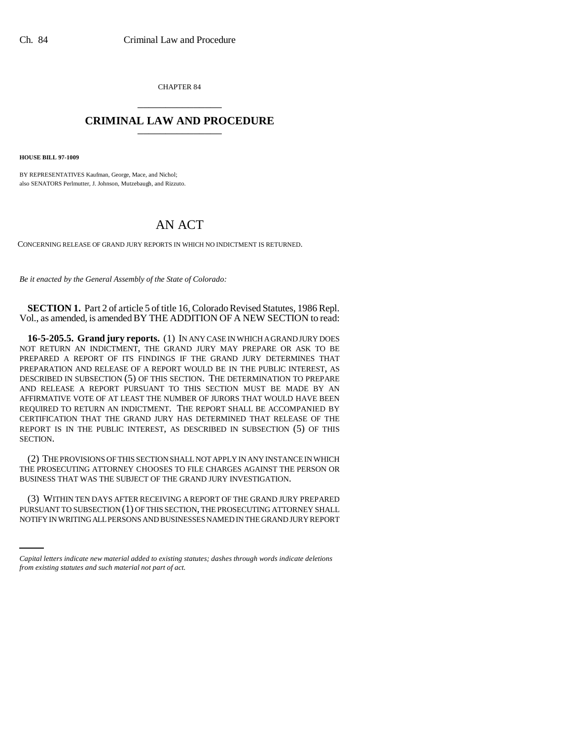CHAPTER 84

# CRIMINAL LAW AND PROCEDURE

**HOUSE BILL 97-1009**

BY REPRESENTATIVES Kaufman, George, Mace, and Nichol;
also SENATORS Perlmutter, J. Johnson, Mutzebaugh, and Rizzuto.

# AN ACT

CONCERNING RELEASE OF GRAND JURY REPORTS IN WHICH NO INDICTMENT IS RETURNED.

*Be it enacted by the General Assembly of the State of Colorado:*

**SECTION 1.** Part 2 of article 5 of title 16, Colorado Revised Statutes, 1986 Repl. Vol., as amended, is amended BY THE ADDITION OF A NEW SECTION to read:

**16-5-205.5. Grand jury reports.** (1) IN ANY CASE IN WHICH A GRAND JURY DOES NOT RETURN AN INDICTMENT, THE GRAND JURY MAY PREPARE OR ASK TO BE PREPARED A REPORT OF ITS FINDINGS IF THE GRAND JURY DETERMINES THAT PREPARATION AND RELEASE OF A REPORT WOULD BE IN THE PUBLIC INTEREST, AS DESCRIBED IN SUBSECTION (5) OF THIS SECTION. THE DETERMINATION TO PREPARE AND RELEASE A REPORT PURSUANT TO THIS SECTION MUST BE MADE BY AN AFFIRMATIVE VOTE OF AT LEAST THE NUMBER OF JURORS THAT WOULD HAVE BEEN REQUIRED TO RETURN AN INDICTMENT. THE REPORT SHALL BE ACCOMPANIED BY CERTIFICATION THAT THE GRAND JURY HAS DETERMINED THAT RELEASE OF THE REPORT IS IN THE PUBLIC INTEREST, AS DESCRIBED IN SUBSECTION (5) OF THIS SECTION.

(2) THE PROVISIONS OF THIS SECTION SHALL NOT APPLY IN ANY INSTANCE IN WHICH THE PROSECUTING ATTORNEY CHOOSES TO FILE CHARGES AGAINST THE PERSON OR BUSINESS THAT WAS THE SUBJECT OF THE GRAND JURY INVESTIGATION.

(3) WITHIN TEN DAYS AFTER RECEIVING A REPORT OF THE GRAND JURY PREPARED PURSUANT TO SUBSECTION (1) OF THIS SECTION, THE PROSECUTING ATTORNEY SHALL NOTIFY IN WRITING ALL PERSONS AND BUSINESSES NAMED IN THE GRAND JURY REPORT

*Capital letters indicate new material added to existing statutes; dashes through words indicate deletions from existing statutes and such material not part of act.*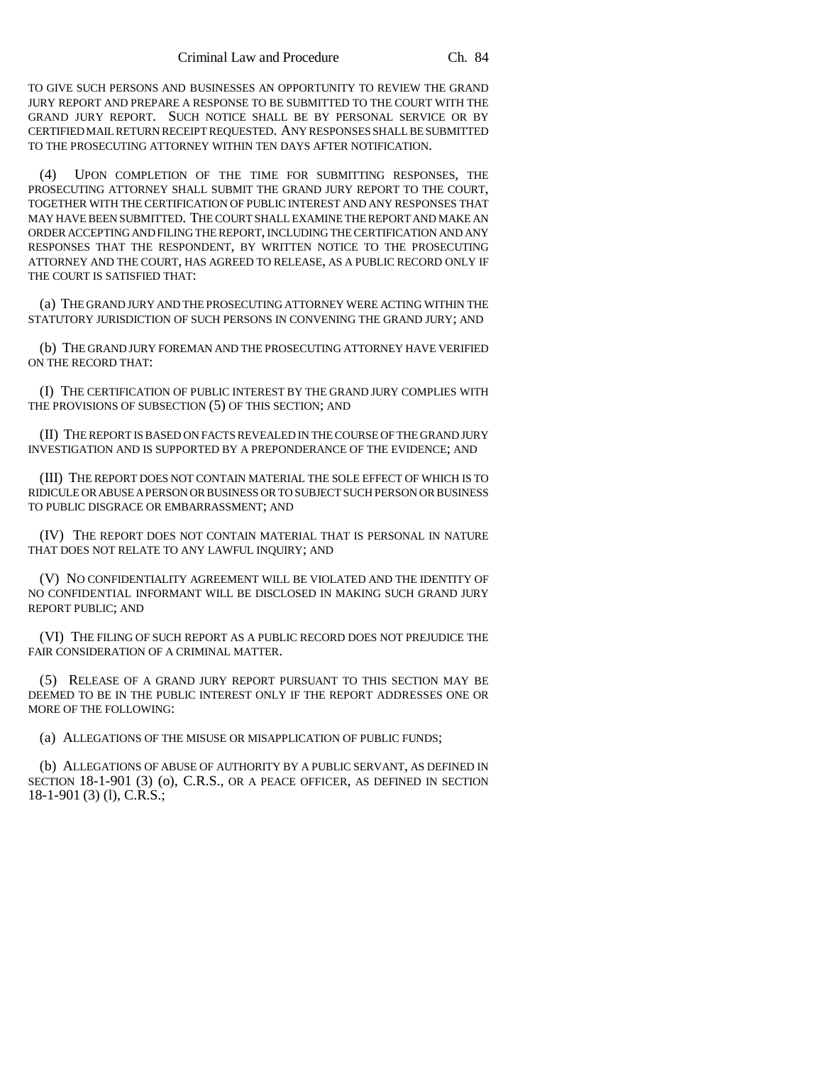TO GIVE SUCH PERSONS AND BUSINESSES AN OPPORTUNITY TO REVIEW THE GRAND JURY REPORT AND PREPARE A RESPONSE TO BE SUBMITTED TO THE COURT WITH THE GRAND JURY REPORT. SUCH NOTICE SHALL BE BY PERSONAL SERVICE OR BY CERTIFIED MAIL RETURN RECEIPT REQUESTED. ANY RESPONSES SHALL BE SUBMITTED TO THE PROSECUTING ATTORNEY WITHIN TEN DAYS AFTER NOTIFICATION.

(4) UPON COMPLETION OF THE TIME FOR SUBMITTING RESPONSES, THE PROSECUTING ATTORNEY SHALL SUBMIT THE GRAND JURY REPORT TO THE COURT, TOGETHER WITH THE CERTIFICATION OF PUBLIC INTEREST AND ANY RESPONSES THAT MAY HAVE BEEN SUBMITTED. THE COURT SHALL EXAMINE THE REPORT AND MAKE AN ORDER ACCEPTING AND FILING THE REPORT, INCLUDING THE CERTIFICATION AND ANY RESPONSES THAT THE RESPONDENT, BY WRITTEN NOTICE TO THE PROSECUTING ATTORNEY AND THE COURT, HAS AGREED TO RELEASE, AS A PUBLIC RECORD ONLY IF THE COURT IS SATISFIED THAT:

(a) THE GRAND JURY AND THE PROSECUTING ATTORNEY WERE ACTING WITHIN THE STATUTORY JURISDICTION OF SUCH PERSONS IN CONVENING THE GRAND JURY; AND

(b) THE GRAND JURY FOREMAN AND THE PROSECUTING ATTORNEY HAVE VERIFIED ON THE RECORD THAT:

(I) THE CERTIFICATION OF PUBLIC INTEREST BY THE GRAND JURY COMPLIES WITH THE PROVISIONS OF SUBSECTION (5) OF THIS SECTION; AND

(II) THE REPORT IS BASED ON FACTS REVEALED IN THE COURSE OF THE GRAND JURY INVESTIGATION AND IS SUPPORTED BY A PREPONDERANCE OF THE EVIDENCE; AND

(III) THE REPORT DOES NOT CONTAIN MATERIAL THE SOLE EFFECT OF WHICH IS TO RIDICULE OR ABUSE A PERSON OR BUSINESS OR TO SUBJECT SUCH PERSON OR BUSINESS TO PUBLIC DISGRACE OR EMBARRASSMENT; AND

(IV) THE REPORT DOES NOT CONTAIN MATERIAL THAT IS PERSONAL IN NATURE THAT DOES NOT RELATE TO ANY LAWFUL INQUIRY; AND

(V) NO CONFIDENTIALITY AGREEMENT WILL BE VIOLATED AND THE IDENTITY OF NO CONFIDENTIAL INFORMANT WILL BE DISCLOSED IN MAKING SUCH GRAND JURY REPORT PUBLIC; AND

(VI) THE FILING OF SUCH REPORT AS A PUBLIC RECORD DOES NOT PREJUDICE THE FAIR CONSIDERATION OF A CRIMINAL MATTER.

(5) RELEASE OF A GRAND JURY REPORT PURSUANT TO THIS SECTION MAY BE DEEMED TO BE IN THE PUBLIC INTEREST ONLY IF THE REPORT ADDRESSES ONE OR MORE OF THE FOLLOWING:

(a) ALLEGATIONS OF THE MISUSE OR MISAPPLICATION OF PUBLIC FUNDS;

(b) ALLEGATIONS OF ABUSE OF AUTHORITY BY A PUBLIC SERVANT, AS DEFINED IN SECTION 18-1-901 (3) (o), C.R.S., OR A PEACE OFFICER, AS DEFINED IN SECTION 18-1-901 (3) (l), C.R.S.;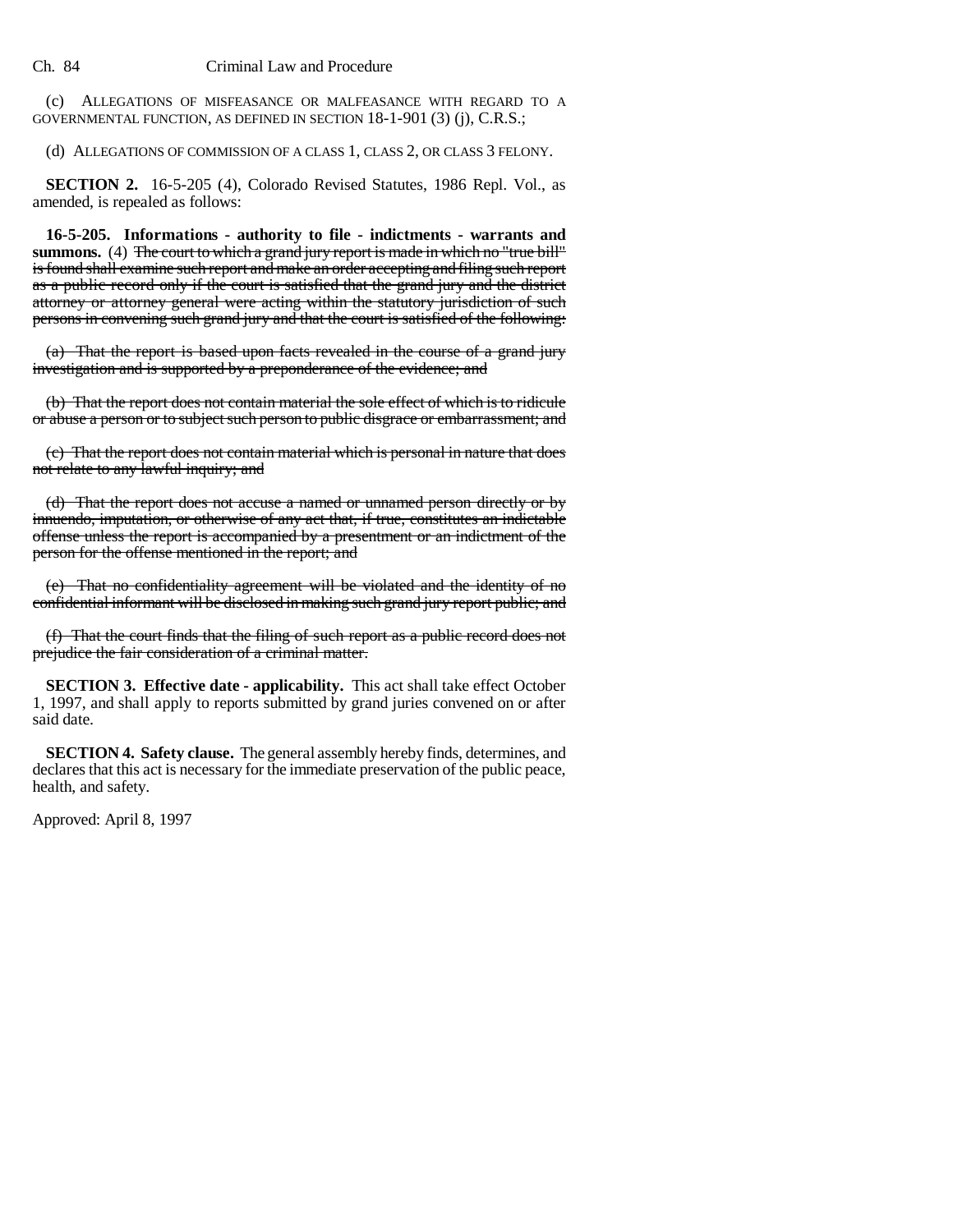(c) ALLEGATIONS OF MISFEASANCE OR MALFEASANCE WITH REGARD TO A GOVERNMENTAL FUNCTION, AS DEFINED IN SECTION 18-1-901 (3) (j), C.R.S.;

(d) ALLEGATIONS OF COMMISSION OF A CLASS 1, CLASS 2, OR CLASS 3 FELONY.

**SECTION 2.** 16-5-205 (4), Colorado Revised Statutes, 1986 Repl. Vol., as amended, is repealed as follows:

**16-5-205. Informations - authority to file - indictments - warrants and summons.** (4) ~~The court to which a grand jury report is made in which no "true bill" is found shall examine such report and make an order accepting and filing such report as a public record only if the court is satisfied that the grand jury and the district attorney or attorney general were acting within the statutory jurisdiction of such persons in convening such grand jury and that the court is satisfied of the following:~~

~~(a) That the report is based upon facts revealed in the course of a grand jury investigation and is supported by a preponderance of the evidence; and~~

~~(b) That the report does not contain material the sole effect of which is to ridicule or abuse a person or to subject such person to public disgrace or embarrassment; and~~

~~(c) That the report does not contain material which is personal in nature that does not relate to any lawful inquiry; and~~

~~(d) That the report does not accuse a named or unnamed person directly or by innuendo, imputation, or otherwise of any act that, if true, constitutes an indictable offense unless the report is accompanied by a presentment or an indictment of the person for the offense mentioned in the report; and~~

~~(e) That no confidentiality agreement will be violated and the identity of no confidential informant will be disclosed in making such grand jury report public; and~~

~~(f) That the court finds that the filing of such report as a public record does not prejudice the fair consideration of a criminal matter.~~

**SECTION 3. Effective date - applicability.** This act shall take effect October 1, 1997, and shall apply to reports submitted by grand juries convened on or after said date.

**SECTION 4. Safety clause.** The general assembly hereby finds, determines, and declares that this act is necessary for the immediate preservation of the public peace, health, and safety.

Approved: April 8, 1997